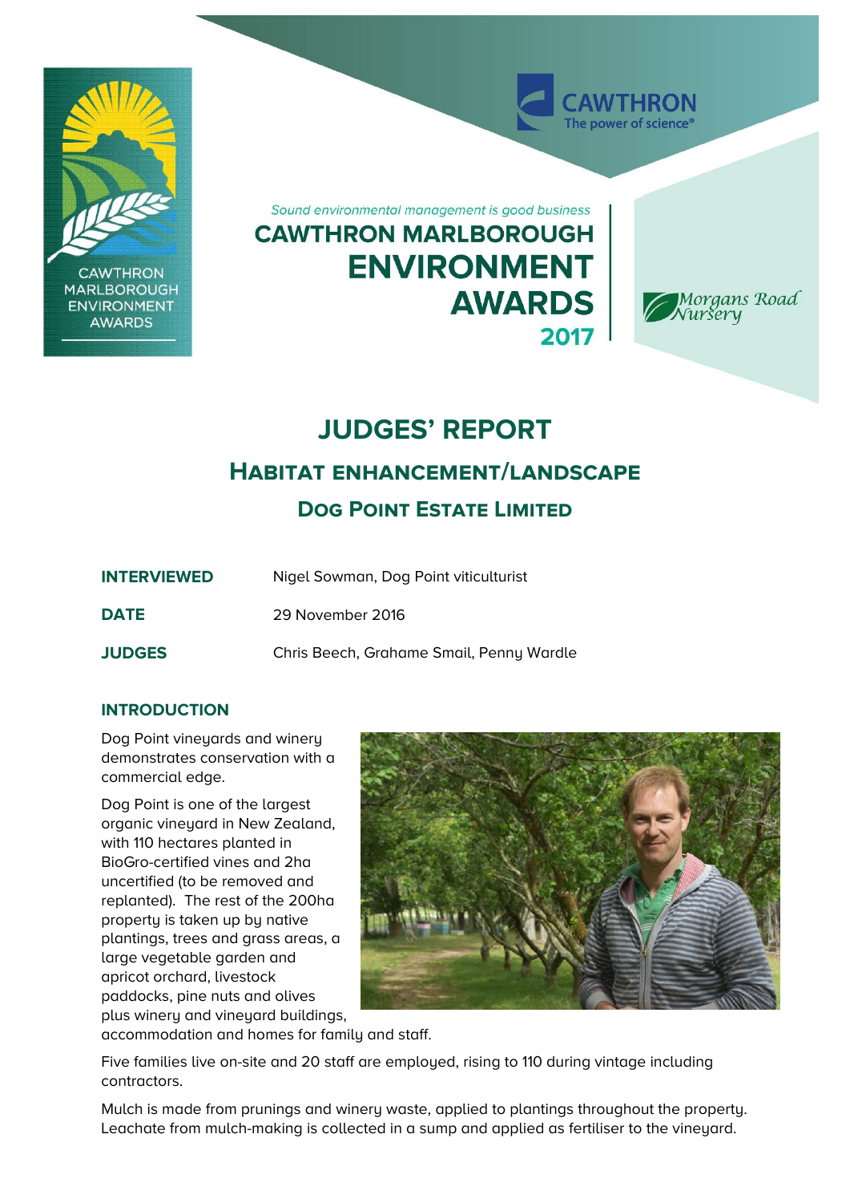*Sound environmental management is good business*

**CAWTHRON MARLBOROUGH ENVIRONMENT AWARDS 2017**

# JUDGES' REPORT

## Habitat Enhancement/Landscape

### Dog Point Estate Limited

| | |
|---|---|
| **INTERVIEWED** | Nigel Sowman, Dog Point viticulturist |
| **DATE** | 29 November 2016 |
| **JUDGES** | Chris Beech, Grahame Smail, Penny Wardle |

### INTRODUCTION

Dog Point vineyards and winery demonstrates conservation with a commercial edge.

Dog Point is one of the largest organic vineyard in New Zealand, with 110 hectares planted in BioGro-certified vines and 2ha uncertified (to be removed and replanted). The rest of the 200ha property is taken up by native plantings, trees and grass areas, a large vegetable garden and apricot orchard, livestock paddocks, pine nuts and olives plus winery and vineyard buildings, accommodation and homes for family and staff.

Five families live on-site and 20 staff are employed, rising to 110 during vintage including contractors.

Mulch is made from prunings and winery waste, applied to plantings throughout the property. Leachate from mulch-making is collected in a sump and applied as fertiliser to the vineyard.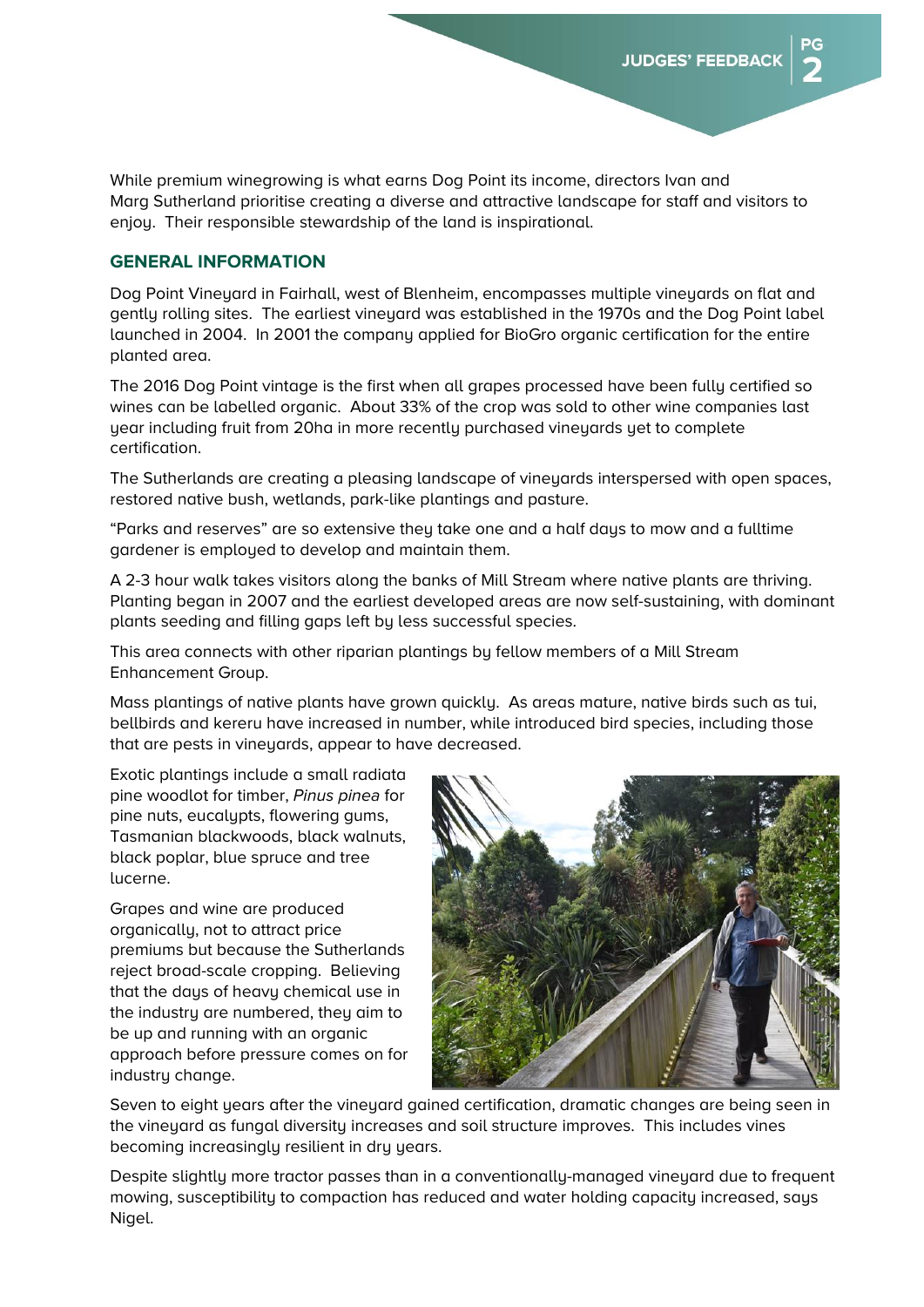While premium winegrowing is what earns Dog Point its income, directors Ivan and Marg Sutherland prioritise creating a diverse and attractive landscape for staff and visitors to enjoy. Their responsible stewardship of the land is inspirational.

## GENERAL INFORMATION

Dog Point Vineyard in Fairhall, west of Blenheim, encompasses multiple vineyards on flat and gently rolling sites. The earliest vineyard was established in the 1970s and the Dog Point label launched in 2004. In 2001 the company applied for BioGro organic certification for the entire planted area.

The 2016 Dog Point vintage is the first when all grapes processed have been fully certified so wines can be labelled organic. About 33% of the crop was sold to other wine companies last year including fruit from 20ha in more recently purchased vineyards yet to complete certification.

The Sutherlands are creating a pleasing landscape of vineyards interspersed with open spaces, restored native bush, wetlands, park-like plantings and pasture.

"Parks and reserves" are so extensive they take one and a half days to mow and a fulltime gardener is employed to develop and maintain them.

A 2-3 hour walk takes visitors along the banks of Mill Stream where native plants are thriving. Planting began in 2007 and the earliest developed areas are now self-sustaining, with dominant plants seeding and filling gaps left by less successful species.

This area connects with other riparian plantings by fellow members of a Mill Stream Enhancement Group.

Mass plantings of native plants have grown quickly. As areas mature, native birds such as tui, bellbirds and kereru have increased in number, while introduced bird species, including those that are pests in vineyards, appear to have decreased.

Exotic plantings include a small radiata pine woodlot for timber, *Pinus pinea* for pine nuts, eucalypts, flowering gums, Tasmanian blackwoods, black walnuts, black poplar, blue spruce and tree lucerne.

Grapes and wine are produced organically, not to attract price premiums but because the Sutherlands reject broad-scale cropping. Believing that the days of heavy chemical use in the industry are numbered, they aim to be up and running with an organic approach before pressure comes on for industry change.

Seven to eight years after the vineyard gained certification, dramatic changes are being seen in the vineyard as fungal diversity increases and soil structure improves. This includes vines becoming increasingly resilient in dry years.

Despite slightly more tractor passes than in a conventionally-managed vineyard due to frequent mowing, susceptibility to compaction has reduced and water holding capacity increased, says Nigel.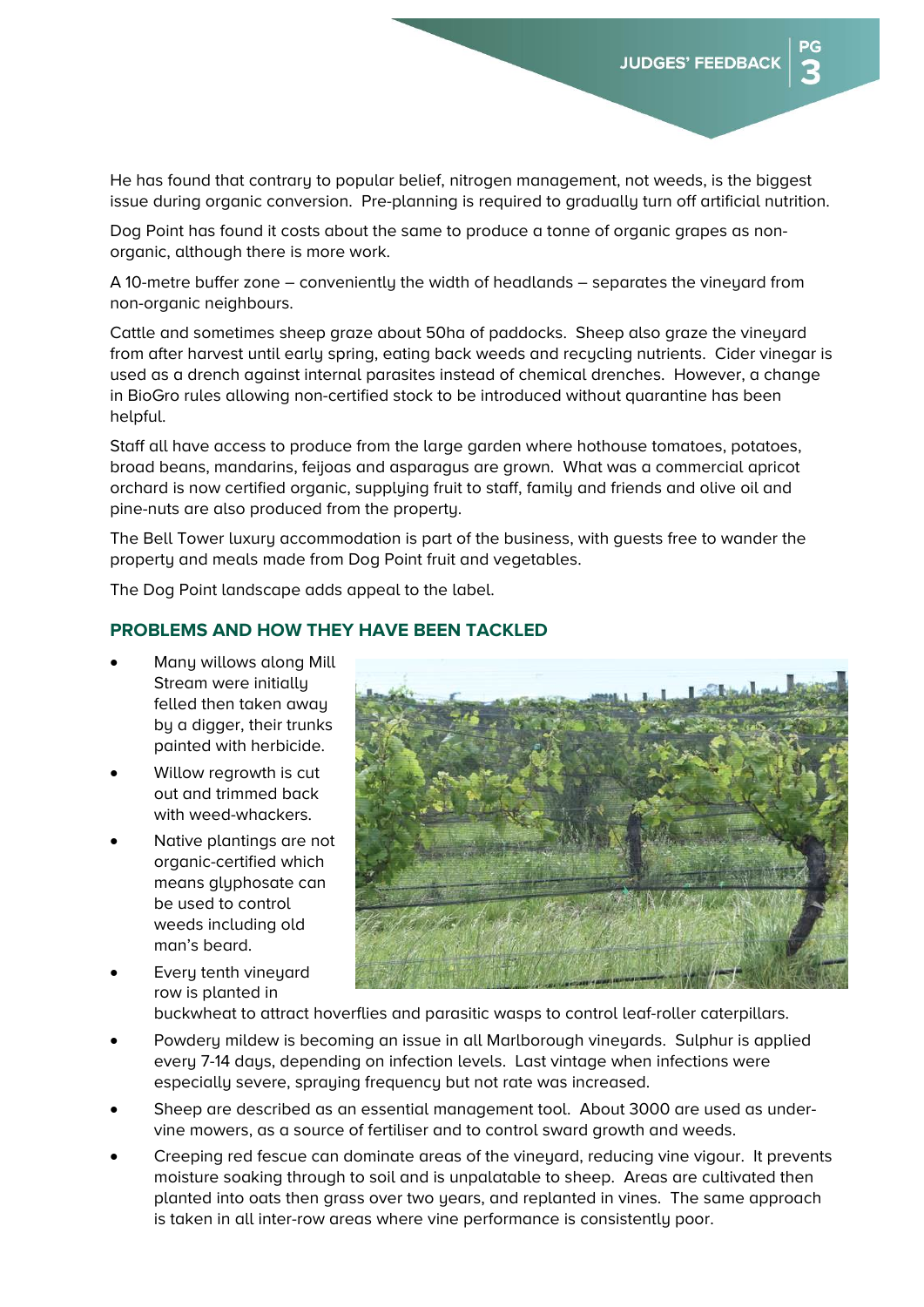He has found that contrary to popular belief, nitrogen management, not weeds, is the biggest issue during organic conversion. Pre-planning is required to gradually turn off artificial nutrition.

Dog Point has found it costs about the same to produce a tonne of organic grapes as non-organic, although there is more work.

A 10-metre buffer zone – conveniently the width of headlands – separates the vineyard from non-organic neighbours.

Cattle and sometimes sheep graze about 50ha of paddocks. Sheep also graze the vineyard from after harvest until early spring, eating back weeds and recycling nutrients. Cider vinegar is used as a drench against internal parasites instead of chemical drenches. However, a change in BioGro rules allowing non-certified stock to be introduced without quarantine has been helpful.

Staff all have access to produce from the large garden where hothouse tomatoes, potatoes, broad beans, mandarins, feijoas and asparagus are grown. What was a commercial apricot orchard is now certified organic, supplying fruit to staff, family and friends and olive oil and pine-nuts are also produced from the property.

The Bell Tower luxury accommodation is part of the business, with guests free to wander the property and meals made from Dog Point fruit and vegetables.

The Dog Point landscape adds appeal to the label.

## PROBLEMS AND HOW THEY HAVE BEEN TACKLED

- Many willows along Mill Stream were initially felled then taken away by a digger, their trunks painted with herbicide.
- Willow regrowth is cut out and trimmed back with weed-whackers.
- Native plantings are not organic-certified which means glyphosate can be used to control weeds including old man's beard.
- Every tenth vineyard row is planted in buckwheat to attract hoverflies and parasitic wasps to control leaf-roller caterpillars.
- Powdery mildew is becoming an issue in all Marlborough vineyards. Sulphur is applied every 7-14 days, depending on infection levels. Last vintage when infections were especially severe, spraying frequency but not rate was increased.
- Sheep are described as an essential management tool. About 3000 are used as under-vine mowers, as a source of fertiliser and to control sward growth and weeds.
- Creeping red fescue can dominate areas of the vineyard, reducing vine vigour. It prevents moisture soaking through to soil and is unpalatable to sheep. Areas are cultivated then planted into oats then grass over two years, and replanted in vines. The same approach is taken in all inter-row areas where vine performance is consistently poor.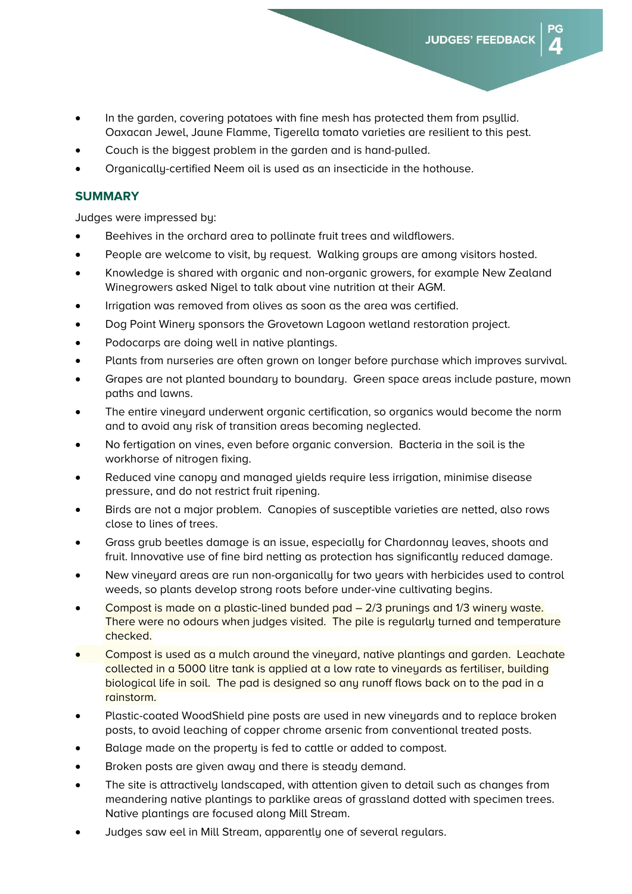- In the garden, covering potatoes with fine mesh has protected them from psyllid. Oaxacan Jewel, Jaune Flamme, Tigerella tomato varieties are resilient to this pest.
- Couch is the biggest problem in the garden and is hand-pulled.
- Organically-certified Neem oil is used as an insecticide in the hothouse.

## SUMMARY

Judges were impressed by:

- Beehives in the orchard area to pollinate fruit trees and wildflowers.
- People are welcome to visit, by request. Walking groups are among visitors hosted.
- Knowledge is shared with organic and non-organic growers, for example New Zealand Winegrowers asked Nigel to talk about vine nutrition at their AGM.
- Irrigation was removed from olives as soon as the area was certified.
- Dog Point Winery sponsors the Grovetown Lagoon wetland restoration project.
- Podocarps are doing well in native plantings.
- Plants from nurseries are often grown on longer before purchase which improves survival.
- Grapes are not planted boundary to boundary. Green space areas include pasture, mown paths and lawns.
- The entire vineyard underwent organic certification, so organics would become the norm and to avoid any risk of transition areas becoming neglected.
- No fertigation on vines, even before organic conversion. Bacteria in the soil is the workhorse of nitrogen fixing.
- Reduced vine canopy and managed yields require less irrigation, minimise disease pressure, and do not restrict fruit ripening.
- Birds are not a major problem. Canopies of susceptible varieties are netted, also rows close to lines of trees.
- Grass grub beetles damage is an issue, especially for Chardonnay leaves, shoots and fruit. Innovative use of fine bird netting as protection has significantly reduced damage.
- New vineyard areas are run non-organically for two years with herbicides used to control weeds, so plants develop strong roots before under-vine cultivating begins.
- Compost is made on a plastic-lined bunded pad – 2/3 prunings and 1/3 winery waste. There were no odours when judges visited. The pile is regularly turned and temperature checked.
- Compost is used as a mulch around the vineyard, native plantings and garden. Leachate collected in a 5000 litre tank is applied at a low rate to vineyards as fertiliser, building biological life in soil. The pad is designed so any runoff flows back on to the pad in a rainstorm.
- Plastic-coated WoodShield pine posts are used in new vineyards and to replace broken posts, to avoid leaching of copper chrome arsenic from conventional treated posts.
- Balage made on the property is fed to cattle or added to compost.
- Broken posts are given away and there is steady demand.
- The site is attractively landscaped, with attention given to detail such as changes from meandering native plantings to parklike areas of grassland dotted with specimen trees. Native plantings are focused along Mill Stream.
- Judges saw eel in Mill Stream, apparently one of several regulars.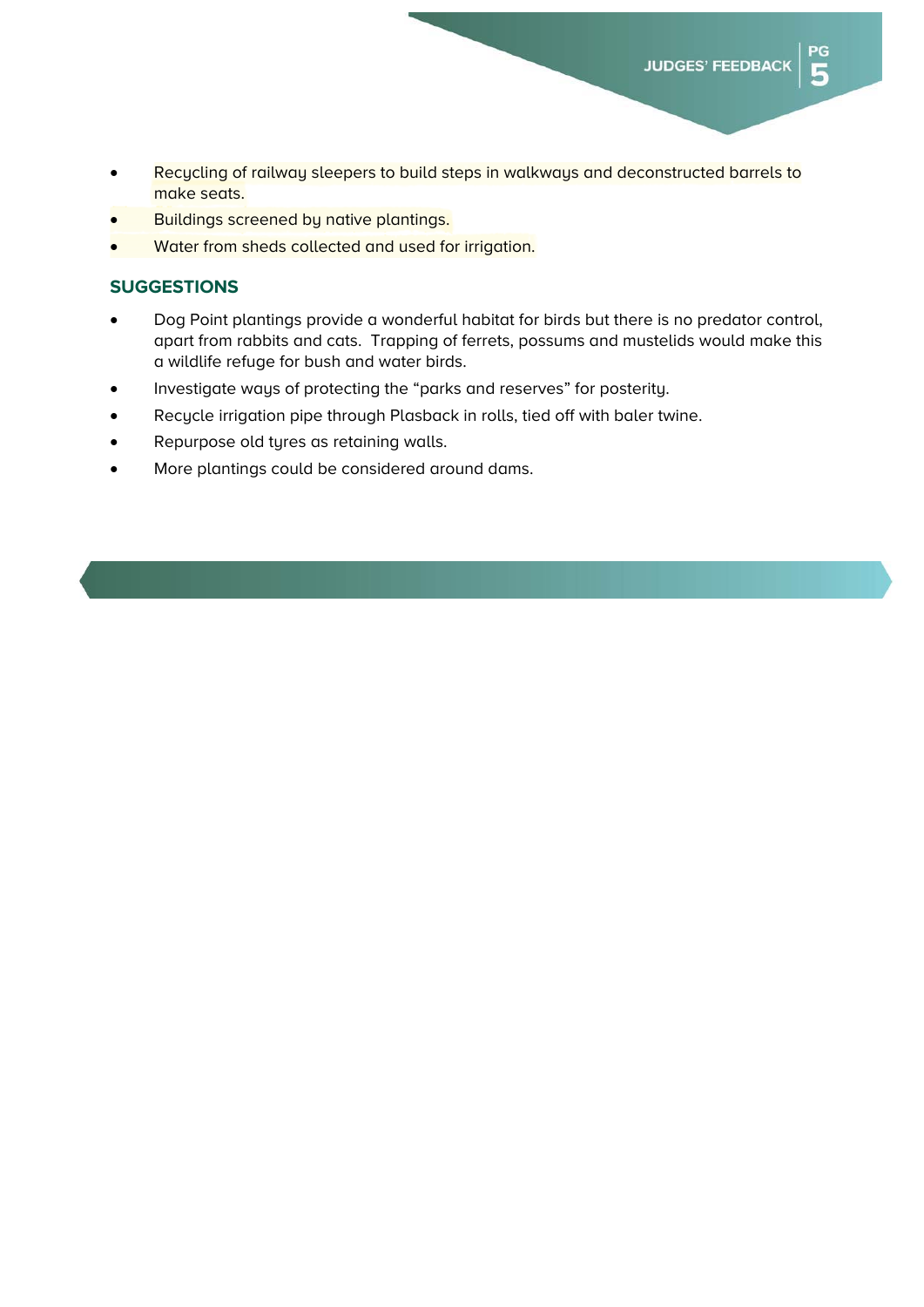- Recycling of railway sleepers to build steps in walkways and deconstructed barrels to make seats.
- Buildings screened by native plantings.
- Water from sheds collected and used for irrigation.

## SUGGESTIONS

- Dog Point plantings provide a wonderful habitat for birds but there is no predator control, apart from rabbits and cats. Trapping of ferrets, possums and mustelids would make this a wildlife refuge for bush and water birds.
- Investigate ways of protecting the "parks and reserves" for posterity.
- Recycle irrigation pipe through Plasback in rolls, tied off with baler twine.
- Repurpose old tyres as retaining walls.
- More plantings could be considered around dams.